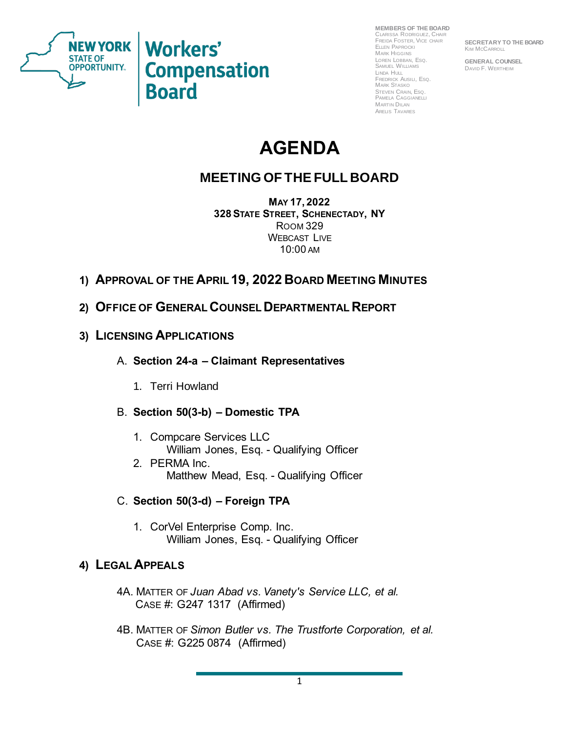**NEW YORK STATE OF OPPORTUNITY** | **Workers' Compensation Board**

**MEMBERS OF THE BOARD**
Clarissa Rodriguez, Chair
Freida Foster, Vice Chair
Ellen Paprocki
Mark Higgins
Loren Lobban, Esq.
Samuel Williams
Linda Hull
Fredrick Ausili, Esq.
Mark Stasko
Steven Crain, Esq.
Pamela Caggianelli
Martin Dilan
Arelis Tavares

**SECRETARY TO THE BOARD**
Kim McCarroll

**GENERAL COUNSEL**
David F. Wertheim

# AGENDA

## MEETING OF THE FULL BOARD

**May 17, 2022**
**328 State Street, Schenectady, NY**
Room 329
Webcast Live
10:00 AM

1) **Approval of the April 19, 2022 Board Meeting Minutes**

2) **Office of General Counsel Departmental Report**

3) **Licensing Applications**

   A. **Section 24-a – Claimant Representatives**

      1. Terri Howland

   B. **Section 50(3-b) – Domestic TPA**

      1. Compcare Services LLC
         William Jones, Esq. - Qualifying Officer
      2. PERMA Inc.
         Matthew Mead, Esq. - Qualifying Officer

   C. **Section 50(3-d) – Foreign TPA**

      1. CorVel Enterprise Comp. Inc.
         William Jones, Esq. - Qualifying Officer

4) **Legal Appeals**

   4A. Matter of *Juan Abad vs. Vanety's Service LLC, et al.*
   Case #: G247 1317 (Affirmed)

   4B. Matter of *Simon Butler vs. The Trustforte Corporation, et al.*
   Case #: G225 0874 (Affirmed)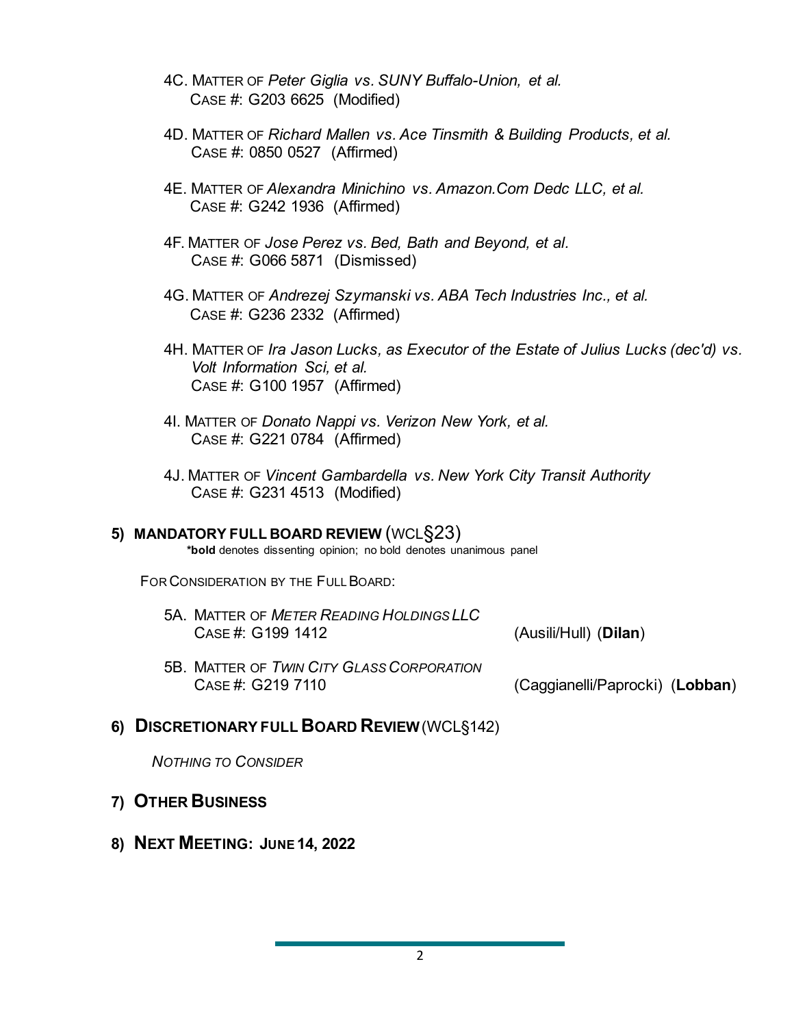4C. Matter of *Peter Giglia vs. SUNY Buffalo-Union, et al.*
Case #: G203 6625 (Modified)

4D. Matter of *Richard Mallen vs. Ace Tinsmith & Building Products, et al.*
Case #: 0850 0527 (Affirmed)

4E. Matter of *Alexandra Minichino vs. Amazon.Com Dedc LLC, et al.*
Case #: G242 1936 (Affirmed)

4F. Matter of *Jose Perez vs. Bed, Bath and Beyond, et al.*
Case #: G066 5871 (Dismissed)

4G. Matter of *Andrezej Szymanski vs. ABA Tech Industries Inc., et al.*
Case #: G236 2332 (Affirmed)

4H. Matter of *Ira Jason Lucks, as Executor of the Estate of Julius Lucks (dec'd) vs. Volt Information Sci, et al.*
Case #: G100 1957 (Affirmed)

4I. Matter of *Donato Nappi vs. Verizon New York, et al.*
Case #: G221 0784 (Affirmed)

4J. Matter of *Vincent Gambardella vs. New York City Transit Authority*
Case #: G231 4513 (Modified)

## 5) Mandatory Full Board Review (WCL§23)

***bold** denotes dissenting opinion; no bold denotes unanimous panel

For Consideration by the Full Board:

5A. Matter of *Meter Reading Holdings LLC*
Case #: G199 1412 (Ausili/Hull) (**Dilan**)

5B. Matter of *Twin City Glass Corporation*
Case #: G219 7110 (Caggianelli/Paprocki) (**Lobban**)

## 6) Discretionary Full Board Review (WCL§142)

*Nothing to Consider*

## 7) Other Business

## 8) Next Meeting: June 14, 2022